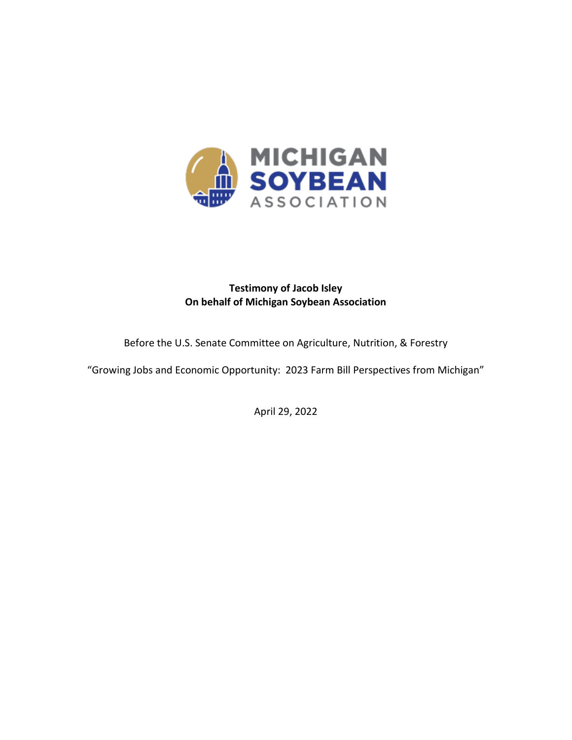MICHIGAN SOYBEAN ASSOCIATION

**Testimony of Jacob Isley**
**On behalf of Michigan Soybean Association**

Before the U.S. Senate Committee on Agriculture, Nutrition, & Forestry

"Growing Jobs and Economic Opportunity: 2023 Farm Bill Perspectives from Michigan"

April 29, 2022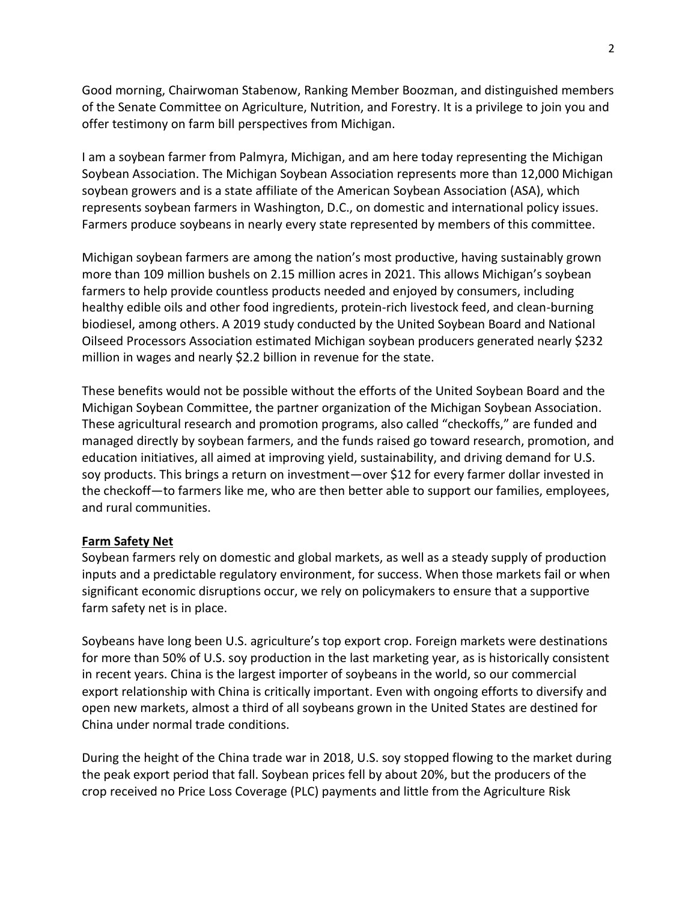Good morning, Chairwoman Stabenow, Ranking Member Boozman, and distinguished members of the Senate Committee on Agriculture, Nutrition, and Forestry. It is a privilege to join you and offer testimony on farm bill perspectives from Michigan.

I am a soybean farmer from Palmyra, Michigan, and am here today representing the Michigan Soybean Association. The Michigan Soybean Association represents more than 12,000 Michigan soybean growers and is a state affiliate of the American Soybean Association (ASA), which represents soybean farmers in Washington, D.C., on domestic and international policy issues. Farmers produce soybeans in nearly every state represented by members of this committee.

Michigan soybean farmers are among the nation's most productive, having sustainably grown more than 109 million bushels on 2.15 million acres in 2021. This allows Michigan's soybean farmers to help provide countless products needed and enjoyed by consumers, including healthy edible oils and other food ingredients, protein-rich livestock feed, and clean-burning biodiesel, among others. A 2019 study conducted by the United Soybean Board and National Oilseed Processors Association estimated Michigan soybean producers generated nearly $232 million in wages and nearly $2.2 billion in revenue for the state.

These benefits would not be possible without the efforts of the United Soybean Board and the Michigan Soybean Committee, the partner organization of the Michigan Soybean Association. These agricultural research and promotion programs, also called "checkoffs," are funded and managed directly by soybean farmers, and the funds raised go toward research, promotion, and education initiatives, all aimed at improving yield, sustainability, and driving demand for U.S. soy products. This brings a return on investment—over $12 for every farmer dollar invested in the checkoff—to farmers like me, who are then better able to support our families, employees, and rural communities.

## Farm Safety Net

Soybean farmers rely on domestic and global markets, as well as a steady supply of production inputs and a predictable regulatory environment, for success. When those markets fail or when significant economic disruptions occur, we rely on policymakers to ensure that a supportive farm safety net is in place.

Soybeans have long been U.S. agriculture's top export crop. Foreign markets were destinations for more than 50% of U.S. soy production in the last marketing year, as is historically consistent in recent years. China is the largest importer of soybeans in the world, so our commercial export relationship with China is critically important. Even with ongoing efforts to diversify and open new markets, almost a third of all soybeans grown in the United States are destined for China under normal trade conditions.

During the height of the China trade war in 2018, U.S. soy stopped flowing to the market during the peak export period that fall. Soybean prices fell by about 20%, but the producers of the crop received no Price Loss Coverage (PLC) payments and little from the Agriculture Risk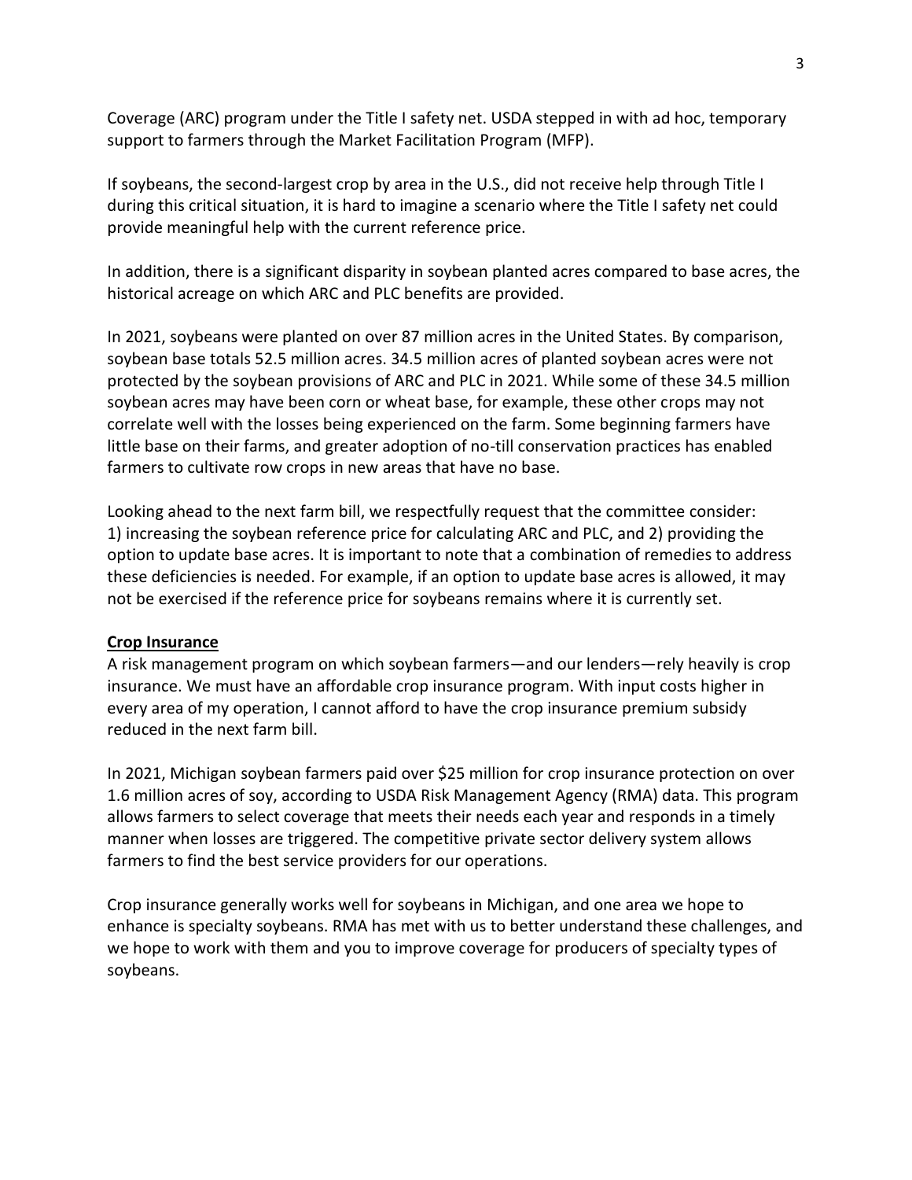Coverage (ARC) program under the Title I safety net. USDA stepped in with ad hoc, temporary support to farmers through the Market Facilitation Program (MFP).

If soybeans, the second-largest crop by area in the U.S., did not receive help through Title I during this critical situation, it is hard to imagine a scenario where the Title I safety net could provide meaningful help with the current reference price.

In addition, there is a significant disparity in soybean planted acres compared to base acres, the historical acreage on which ARC and PLC benefits are provided.

In 2021, soybeans were planted on over 87 million acres in the United States. By comparison, soybean base totals 52.5 million acres. 34.5 million acres of planted soybean acres were not protected by the soybean provisions of ARC and PLC in 2021. While some of these 34.5 million soybean acres may have been corn or wheat base, for example, these other crops may not correlate well with the losses being experienced on the farm. Some beginning farmers have little base on their farms, and greater adoption of no-till conservation practices has enabled farmers to cultivate row crops in new areas that have no base.

Looking ahead to the next farm bill, we respectfully request that the committee consider: 1) increasing the soybean reference price for calculating ARC and PLC, and 2) providing the option to update base acres. It is important to note that a combination of remedies to address these deficiencies is needed. For example, if an option to update base acres is allowed, it may not be exercised if the reference price for soybeans remains where it is currently set.

**Crop Insurance**

A risk management program on which soybean farmers—and our lenders—rely heavily is crop insurance. We must have an affordable crop insurance program. With input costs higher in every area of my operation, I cannot afford to have the crop insurance premium subsidy reduced in the next farm bill.

In 2021, Michigan soybean farmers paid over $25 million for crop insurance protection on over 1.6 million acres of soy, according to USDA Risk Management Agency (RMA) data. This program allows farmers to select coverage that meets their needs each year and responds in a timely manner when losses are triggered. The competitive private sector delivery system allows farmers to find the best service providers for our operations.

Crop insurance generally works well for soybeans in Michigan, and one area we hope to enhance is specialty soybeans. RMA has met with us to better understand these challenges, and we hope to work with them and you to improve coverage for producers of specialty types of soybeans.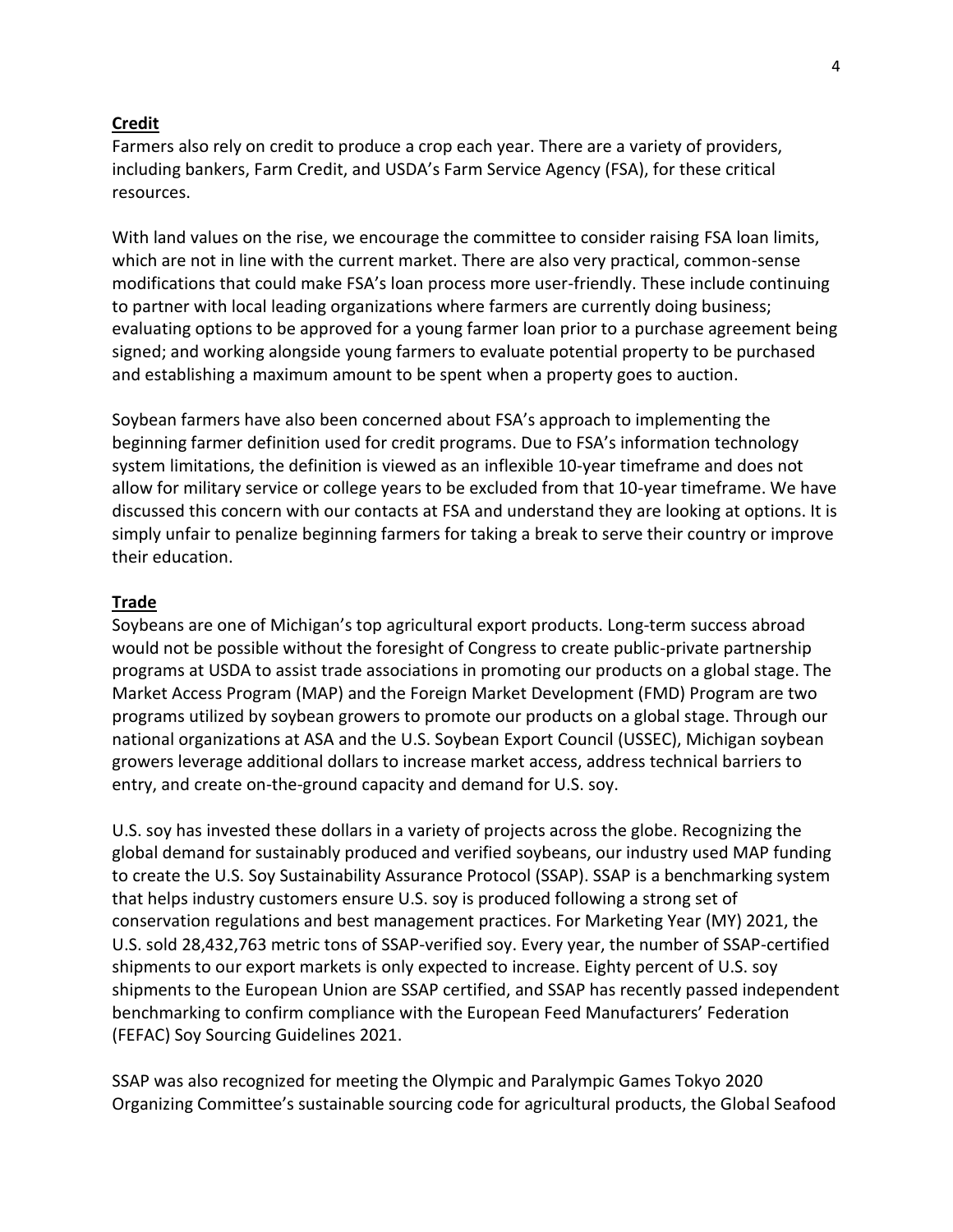**Credit**

Farmers also rely on credit to produce a crop each year. There are a variety of providers, including bankers, Farm Credit, and USDA's Farm Service Agency (FSA), for these critical resources.

With land values on the rise, we encourage the committee to consider raising FSA loan limits, which are not in line with the current market. There are also very practical, common-sense modifications that could make FSA's loan process more user-friendly. These include continuing to partner with local leading organizations where farmers are currently doing business; evaluating options to be approved for a young farmer loan prior to a purchase agreement being signed; and working alongside young farmers to evaluate potential property to be purchased and establishing a maximum amount to be spent when a property goes to auction.

Soybean farmers have also been concerned about FSA's approach to implementing the beginning farmer definition used for credit programs. Due to FSA's information technology system limitations, the definition is viewed as an inflexible 10-year timeframe and does not allow for military service or college years to be excluded from that 10-year timeframe. We have discussed this concern with our contacts at FSA and understand they are looking at options. It is simply unfair to penalize beginning farmers for taking a break to serve their country or improve their education.

**Trade**

Soybeans are one of Michigan's top agricultural export products. Long-term success abroad would not be possible without the foresight of Congress to create public-private partnership programs at USDA to assist trade associations in promoting our products on a global stage. The Market Access Program (MAP) and the Foreign Market Development (FMD) Program are two programs utilized by soybean growers to promote our products on a global stage. Through our national organizations at ASA and the U.S. Soybean Export Council (USSEC), Michigan soybean growers leverage additional dollars to increase market access, address technical barriers to entry, and create on-the-ground capacity and demand for U.S. soy.

U.S. soy has invested these dollars in a variety of projects across the globe. Recognizing the global demand for sustainably produced and verified soybeans, our industry used MAP funding to create the U.S. Soy Sustainability Assurance Protocol (SSAP). SSAP is a benchmarking system that helps industry customers ensure U.S. soy is produced following a strong set of conservation regulations and best management practices. For Marketing Year (MY) 2021, the U.S. sold 28,432,763 metric tons of SSAP-verified soy. Every year, the number of SSAP-certified shipments to our export markets is only expected to increase. Eighty percent of U.S. soy shipments to the European Union are SSAP certified, and SSAP has recently passed independent benchmarking to confirm compliance with the European Feed Manufacturers' Federation (FEFAC) Soy Sourcing Guidelines 2021.

SSAP was also recognized for meeting the Olympic and Paralympic Games Tokyo 2020 Organizing Committee's sustainable sourcing code for agricultural products, the Global Seafood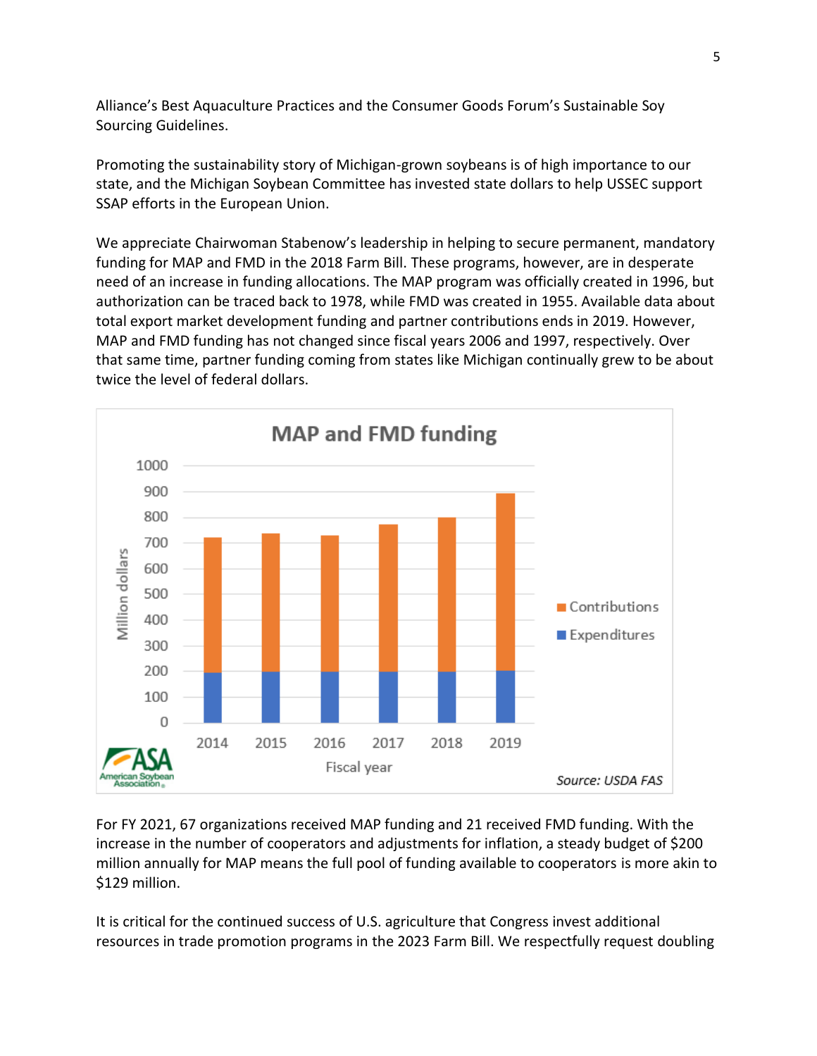Alliance's Best Aquaculture Practices and the Consumer Goods Forum's Sustainable Soy Sourcing Guidelines.

Promoting the sustainability story of Michigan-grown soybeans is of high importance to our state, and the Michigan Soybean Committee has invested state dollars to help USSEC support SSAP efforts in the European Union.

We appreciate Chairwoman Stabenow's leadership in helping to secure permanent, mandatory funding for MAP and FMD in the 2018 Farm Bill. These programs, however, are in desperate need of an increase in funding allocations. The MAP program was officially created in 1996, but authorization can be traced back to 1978, while FMD was created in 1955. Available data about total export market development funding and partner contributions ends in 2019. However, MAP and FMD funding has not changed since fiscal years 2006 and 1997, respectively. Over that same time, partner funding coming from states like Michigan continually grew to be about twice the level of federal dollars.

For FY 2021, 67 organizations received MAP funding and 21 received FMD funding. With the increase in the number of cooperators and adjustments for inflation, a steady budget of $200 million annually for MAP means the full pool of funding available to cooperators is more akin to $129 million.

It is critical for the continued success of U.S. agriculture that Congress invest additional resources in trade promotion programs in the 2023 Farm Bill. We respectfully request doubling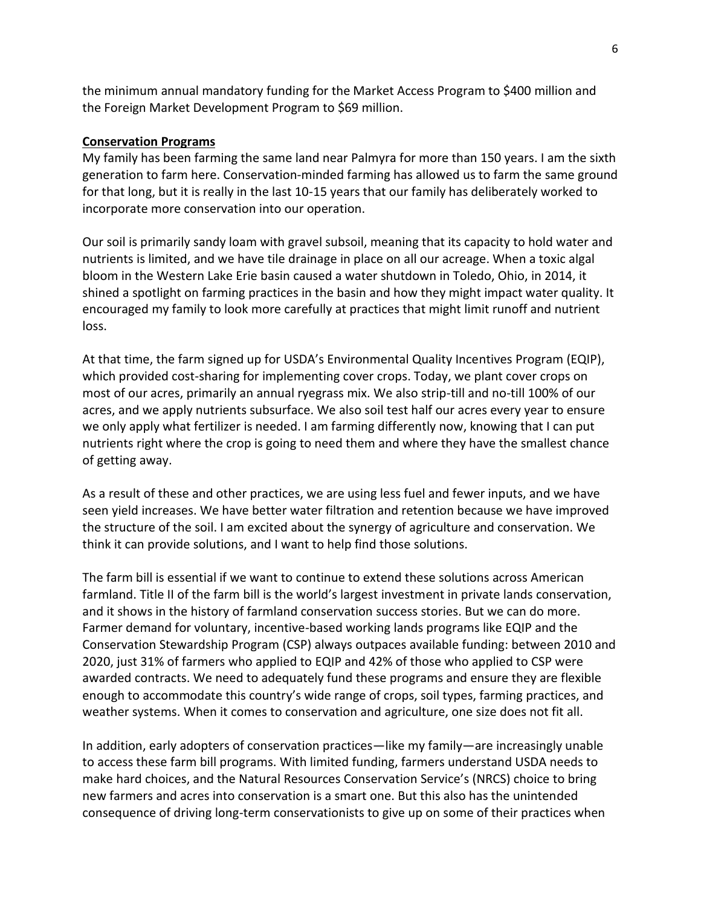the minimum annual mandatory funding for the Market Access Program to $400 million and the Foreign Market Development Program to $69 million.

**Conservation Programs**

My family has been farming the same land near Palmyra for more than 150 years. I am the sixth generation to farm here. Conservation-minded farming has allowed us to farm the same ground for that long, but it is really in the last 10-15 years that our family has deliberately worked to incorporate more conservation into our operation.

Our soil is primarily sandy loam with gravel subsoil, meaning that its capacity to hold water and nutrients is limited, and we have tile drainage in place on all our acreage. When a toxic algal bloom in the Western Lake Erie basin caused a water shutdown in Toledo, Ohio, in 2014, it shined a spotlight on farming practices in the basin and how they might impact water quality. It encouraged my family to look more carefully at practices that might limit runoff and nutrient loss.

At that time, the farm signed up for USDA's Environmental Quality Incentives Program (EQIP), which provided cost-sharing for implementing cover crops. Today, we plant cover crops on most of our acres, primarily an annual ryegrass mix. We also strip-till and no-till 100% of our acres, and we apply nutrients subsurface. We also soil test half our acres every year to ensure we only apply what fertilizer is needed. I am farming differently now, knowing that I can put nutrients right where the crop is going to need them and where they have the smallest chance of getting away.

As a result of these and other practices, we are using less fuel and fewer inputs, and we have seen yield increases. We have better water filtration and retention because we have improved the structure of the soil. I am excited about the synergy of agriculture and conservation. We think it can provide solutions, and I want to help find those solutions.

The farm bill is essential if we want to continue to extend these solutions across American farmland. Title II of the farm bill is the world's largest investment in private lands conservation, and it shows in the history of farmland conservation success stories. But we can do more. Farmer demand for voluntary, incentive-based working lands programs like EQIP and the Conservation Stewardship Program (CSP) always outpaces available funding: between 2010 and 2020, just 31% of farmers who applied to EQIP and 42% of those who applied to CSP were awarded contracts. We need to adequately fund these programs and ensure they are flexible enough to accommodate this country's wide range of crops, soil types, farming practices, and weather systems. When it comes to conservation and agriculture, one size does not fit all.

In addition, early adopters of conservation practices—like my family—are increasingly unable to access these farm bill programs. With limited funding, farmers understand USDA needs to make hard choices, and the Natural Resources Conservation Service's (NRCS) choice to bring new farmers and acres into conservation is a smart one. But this also has the unintended consequence of driving long-term conservationists to give up on some of their practices when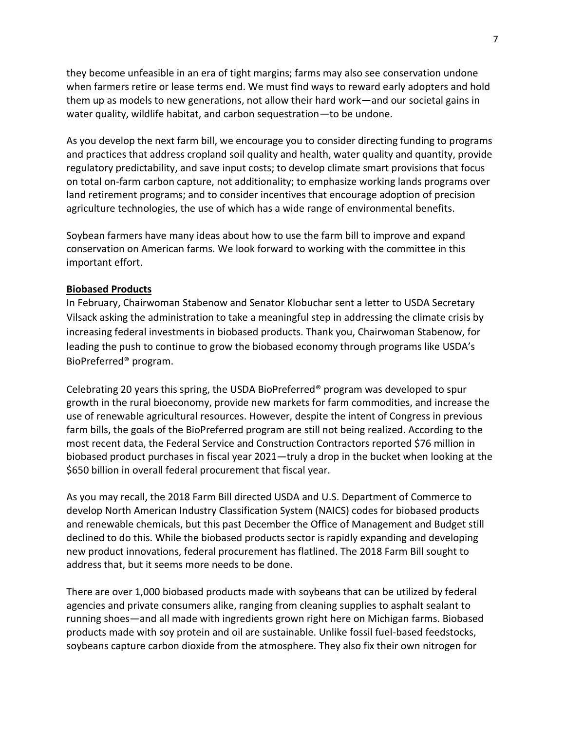they become unfeasible in an era of tight margins; farms may also see conservation undone when farmers retire or lease terms end. We must find ways to reward early adopters and hold them up as models to new generations, not allow their hard work—and our societal gains in water quality, wildlife habitat, and carbon sequestration—to be undone.

As you develop the next farm bill, we encourage you to consider directing funding to programs and practices that address cropland soil quality and health, water quality and quantity, provide regulatory predictability, and save input costs; to develop climate smart provisions that focus on total on-farm carbon capture, not additionality; to emphasize working lands programs over land retirement programs; and to consider incentives that encourage adoption of precision agriculture technologies, the use of which has a wide range of environmental benefits.

Soybean farmers have many ideas about how to use the farm bill to improve and expand conservation on American farms. We look forward to working with the committee in this important effort.

**Biobased Products**

In February, Chairwoman Stabenow and Senator Klobuchar sent a letter to USDA Secretary Vilsack asking the administration to take a meaningful step in addressing the climate crisis by increasing federal investments in biobased products. Thank you, Chairwoman Stabenow, for leading the push to continue to grow the biobased economy through programs like USDA's BioPreferred® program.

Celebrating 20 years this spring, the USDA BioPreferred® program was developed to spur growth in the rural bioeconomy, provide new markets for farm commodities, and increase the use of renewable agricultural resources. However, despite the intent of Congress in previous farm bills, the goals of the BioPreferred program are still not being realized. According to the most recent data, the Federal Service and Construction Contractors reported $76 million in biobased product purchases in fiscal year 2021—truly a drop in the bucket when looking at the $650 billion in overall federal procurement that fiscal year.

As you may recall, the 2018 Farm Bill directed USDA and U.S. Department of Commerce to develop North American Industry Classification System (NAICS) codes for biobased products and renewable chemicals, but this past December the Office of Management and Budget still declined to do this. While the biobased products sector is rapidly expanding and developing new product innovations, federal procurement has flatlined. The 2018 Farm Bill sought to address that, but it seems more needs to be done.

There are over 1,000 biobased products made with soybeans that can be utilized by federal agencies and private consumers alike, ranging from cleaning supplies to asphalt sealant to running shoes—and all made with ingredients grown right here on Michigan farms. Biobased products made with soy protein and oil are sustainable. Unlike fossil fuel-based feedstocks, soybeans capture carbon dioxide from the atmosphere. They also fix their own nitrogen for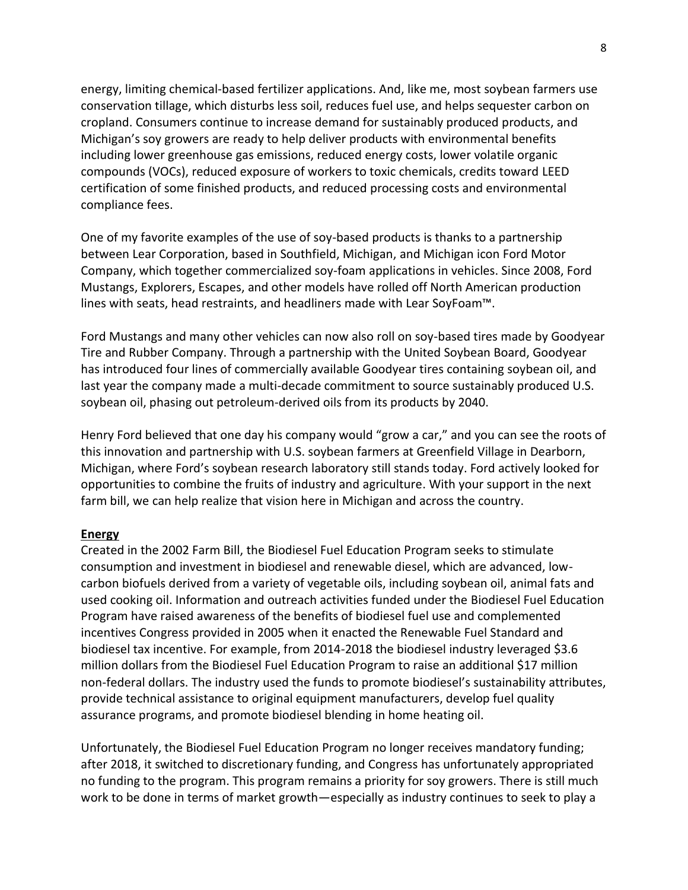energy, limiting chemical-based fertilizer applications. And, like me, most soybean farmers use conservation tillage, which disturbs less soil, reduces fuel use, and helps sequester carbon on cropland. Consumers continue to increase demand for sustainably produced products, and Michigan's soy growers are ready to help deliver products with environmental benefits including lower greenhouse gas emissions, reduced energy costs, lower volatile organic compounds (VOCs), reduced exposure of workers to toxic chemicals, credits toward LEED certification of some finished products, and reduced processing costs and environmental compliance fees.

One of my favorite examples of the use of soy-based products is thanks to a partnership between Lear Corporation, based in Southfield, Michigan, and Michigan icon Ford Motor Company, which together commercialized soy-foam applications in vehicles. Since 2008, Ford Mustangs, Explorers, Escapes, and other models have rolled off North American production lines with seats, head restraints, and headliners made with Lear SoyFoam™.

Ford Mustangs and many other vehicles can now also roll on soy-based tires made by Goodyear Tire and Rubber Company. Through a partnership with the United Soybean Board, Goodyear has introduced four lines of commercially available Goodyear tires containing soybean oil, and last year the company made a multi-decade commitment to source sustainably produced U.S. soybean oil, phasing out petroleum-derived oils from its products by 2040.

Henry Ford believed that one day his company would "grow a car," and you can see the roots of this innovation and partnership with U.S. soybean farmers at Greenfield Village in Dearborn, Michigan, where Ford's soybean research laboratory still stands today. Ford actively looked for opportunities to combine the fruits of industry and agriculture. With your support in the next farm bill, we can help realize that vision here in Michigan and across the country.

**Energy**

Created in the 2002 Farm Bill, the Biodiesel Fuel Education Program seeks to stimulate consumption and investment in biodiesel and renewable diesel, which are advanced, low-carbon biofuels derived from a variety of vegetable oils, including soybean oil, animal fats and used cooking oil. Information and outreach activities funded under the Biodiesel Fuel Education Program have raised awareness of the benefits of biodiesel fuel use and complemented incentives Congress provided in 2005 when it enacted the Renewable Fuel Standard and biodiesel tax incentive. For example, from 2014-2018 the biodiesel industry leveraged $3.6 million dollars from the Biodiesel Fuel Education Program to raise an additional $17 million non-federal dollars. The industry used the funds to promote biodiesel's sustainability attributes, provide technical assistance to original equipment manufacturers, develop fuel quality assurance programs, and promote biodiesel blending in home heating oil.

Unfortunately, the Biodiesel Fuel Education Program no longer receives mandatory funding; after 2018, it switched to discretionary funding, and Congress has unfortunately appropriated no funding to the program. This program remains a priority for soy growers. There is still much work to be done in terms of market growth—especially as industry continues to seek to play a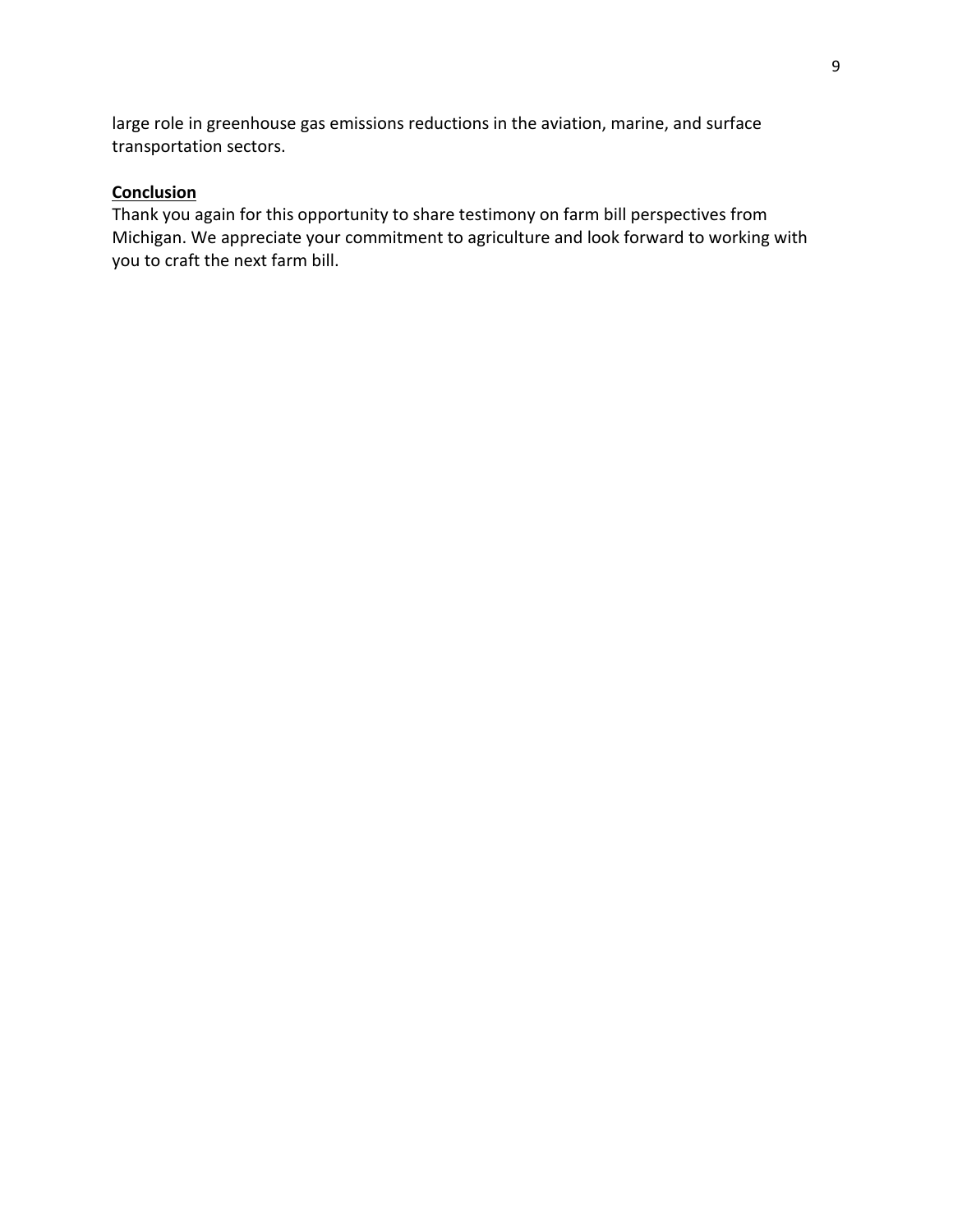large role in greenhouse gas emissions reductions in the aviation, marine, and surface transportation sectors.

**Conclusion**

Thank you again for this opportunity to share testimony on farm bill perspectives from Michigan. We appreciate your commitment to agriculture and look forward to working with you to craft the next farm bill.